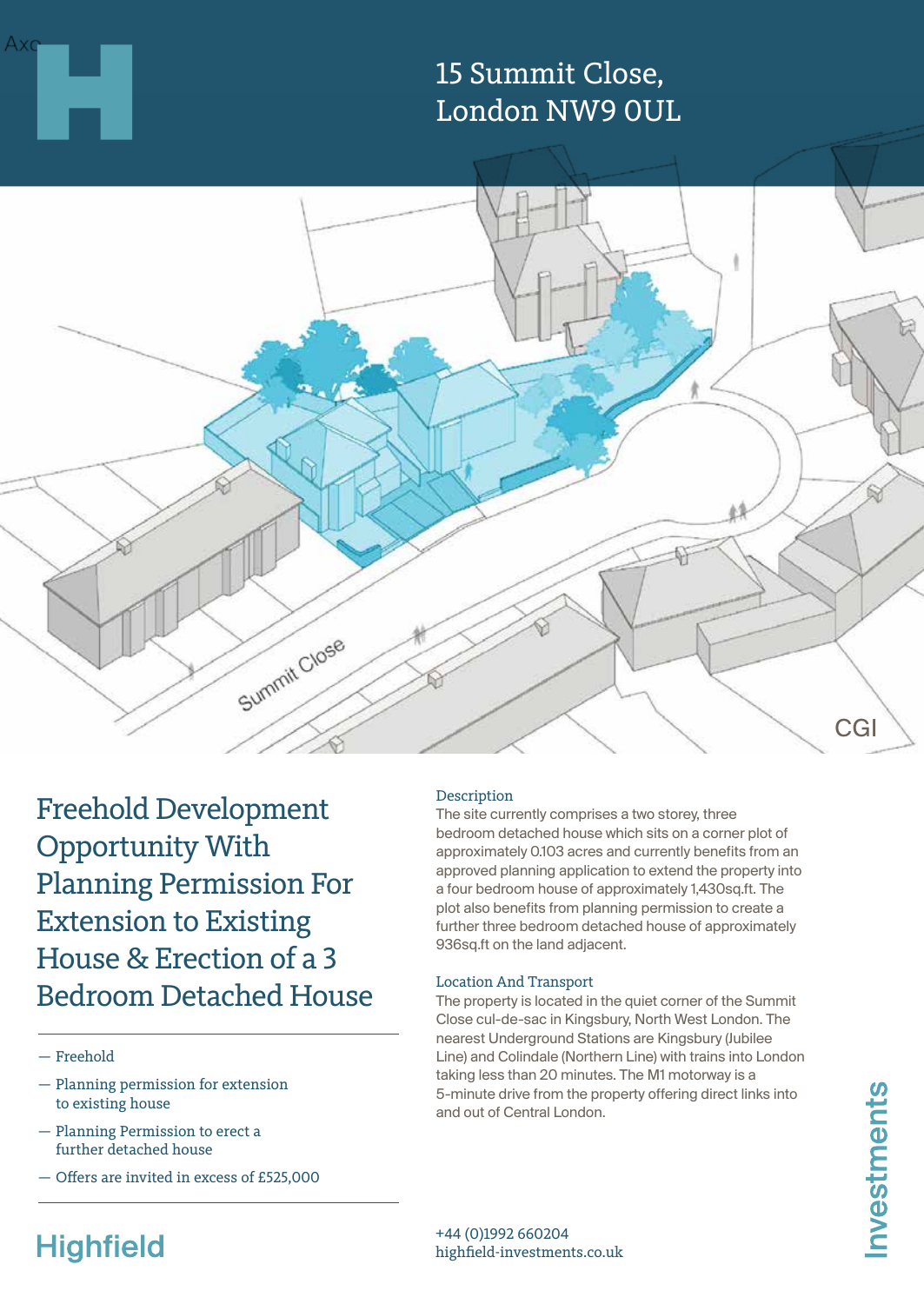# 15 Summit Close, London NW9 0UL

## Freehold Development Opportunity With Planning Permission For Extension to Existing House & Erection of a 3 Bedroom Detached House

- Freehold
- Planning permission for extension to existing house
- Planning Permission to erect a further detached house
- Offers are invited in excess of £525,000

### Description

The site currently comprises a two storey, three bedroom detached house which sits on a corner plot of approximately 0.103 acres and currently benefits from an approved planning application to extend the property into a four bedroom house of approximately 1,430sq.ft. The plot also benefits from planning permission to create a further three bedroom detached house of approximately 936sq.ft on the land adjacent.

### Location And Transport

The property is located in the quiet corner of the Summit Close cul-de-sac in Kingsbury, North West London. The nearest Underground Stations are Kingsbury (Jubilee Line) and Colindale (Northern Line) with trains into London taking less than 20 minutes. The M1 motorway is a 5-minute drive from the property offering direct links into and out of Central London.

Highfield Investments

+44 (0)1992 660204
highfield-investments.co.uk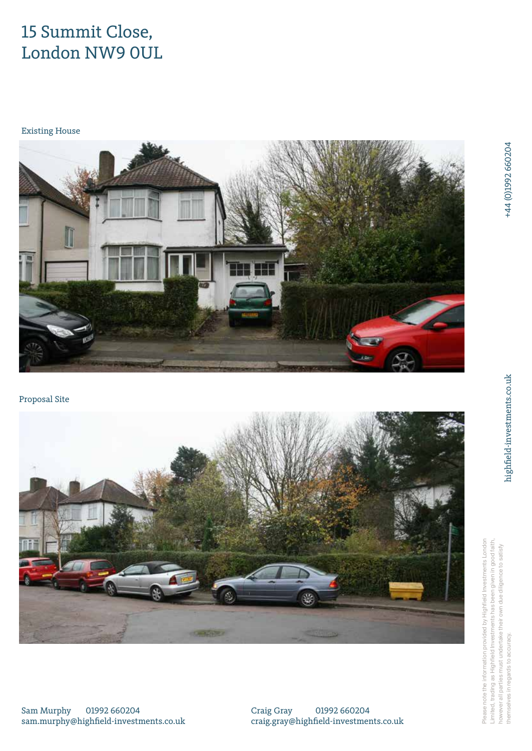# 15 Summit Close, London NW9 0UL

Existing House

Proposal Site

Sam Murphy 01992 660204
sam.murphy@highfield-investments.co.uk

Craig Gray 01992 660204
craig.gray@highfield-investments.co.uk

+44 (0)1992 660204

highfield-investments.co.uk

Please note the information provided by Highfield Investments London Limited, trading as Highfield Investments has been given in good faith, however all parties must undertake their own due diligence to satisfy themselves in regards to accuracy.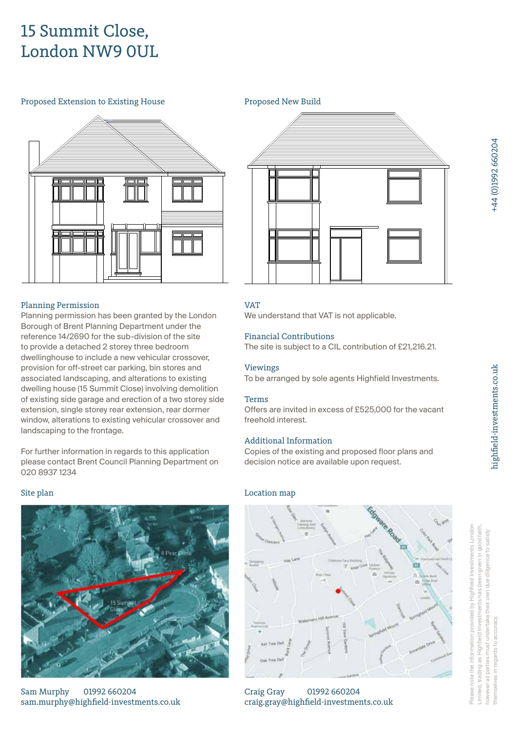# 15 Summit Close, London NW9 0UL

Proposed Extension to Existing House

Proposed New Build

## Planning Permission

Planning permission has been granted by the London Borough of Brent Planning Department under the reference 14/2690 for the sub-division of the site to provide a detached 2 storey three bedroom dwellinghouse to include a new vehicular crossover, provision for off-street car parking, bin stores and associated landscaping, and alterations to existing dwelling house (15 Summit Close) involving demolition of existing side garage and erection of a two storey side extension, single storey rear extension, rear dormer window, alterations to existing vehicular crossover and landscaping to the frontage.

For further information in regards to this application please contact Brent Council Planning Department on 020 8937 1234

## VAT

We understand that VAT is not applicable.

## Financial Contributions

The site is subject to a CIL contribution of £21,216.21.

## Viewings

To be arranged by sole agents Highfield Investments.

## Terms

Offers are invited in excess of £525,000 for the vacant freehold interest.

## Additional Information

Copies of the existing and proposed floor plans and decision notice are available upon request.

## Site plan

## Location map

Sam Murphy 01992 660204
sam.murphy@highfield-investments.co.uk

Craig Gray 01992 660204
craig.gray@highfield-investments.co.uk

+44 (0)1992 660204

highfield-investments.co.uk

Please note the information provided by Highfield Investments London Limited, trading as Highfield Investments has been given in good faith, however all parties must undertake their own due diligence to satisfy themselves in regards to accuracy.